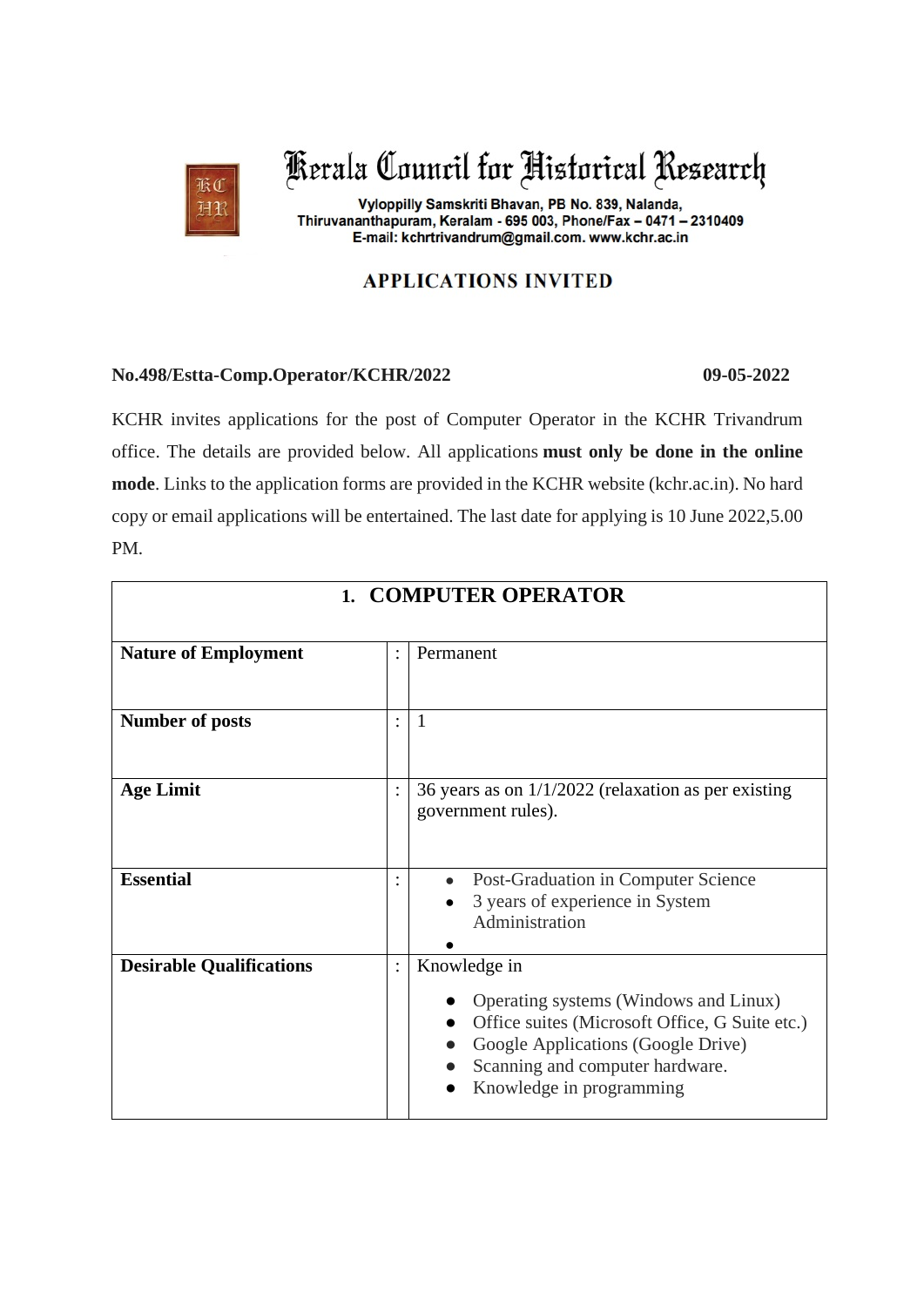# Kerala Council for Historical Research

**Vyloppilly Samskriti Bhavan, PB No. 839, Nalanda,**
**Thiruvananthapuram, Keralam - 695 003, Phone/Fax – 0471 – 2310409**
**E-mail: kchrtrivandrum@gmail.com. www.kchr.ac.in**

## APPLICATIONS INVITED

**No.498/Estta-Comp.Operator/KCHR/2022** **09-05-2022**

KCHR invites applications for the post of Computer Operator in the KCHR Trivandrum office. The details are provided below. All applications **must only be done in the online mode**. Links to the application forms are provided in the KCHR website (kchr.ac.in). No hard copy or email applications will be entertained. The last date for applying is 10 June 2022,5.00 PM.

| 1. COMPUTER OPERATOR | | |
|---|---|---|
| **Nature of Employment** | : | Permanent |
| **Number of posts** | : | 1 |
| **Age Limit** | : | 36 years as on 1/1/2022 (relaxation as per existing government rules). |
| **Essential** | : | • Post-Graduation in Computer Science<br>• 3 years of experience in System Administration<br>• |
| **Desirable Qualifications** | : | Knowledge in<br>• Operating systems (Windows and Linux)<br>• Office suites (Microsoft Office, G Suite etc.)<br>• Google Applications (Google Drive)<br>• Scanning and computer hardware.<br>• Knowledge in programming |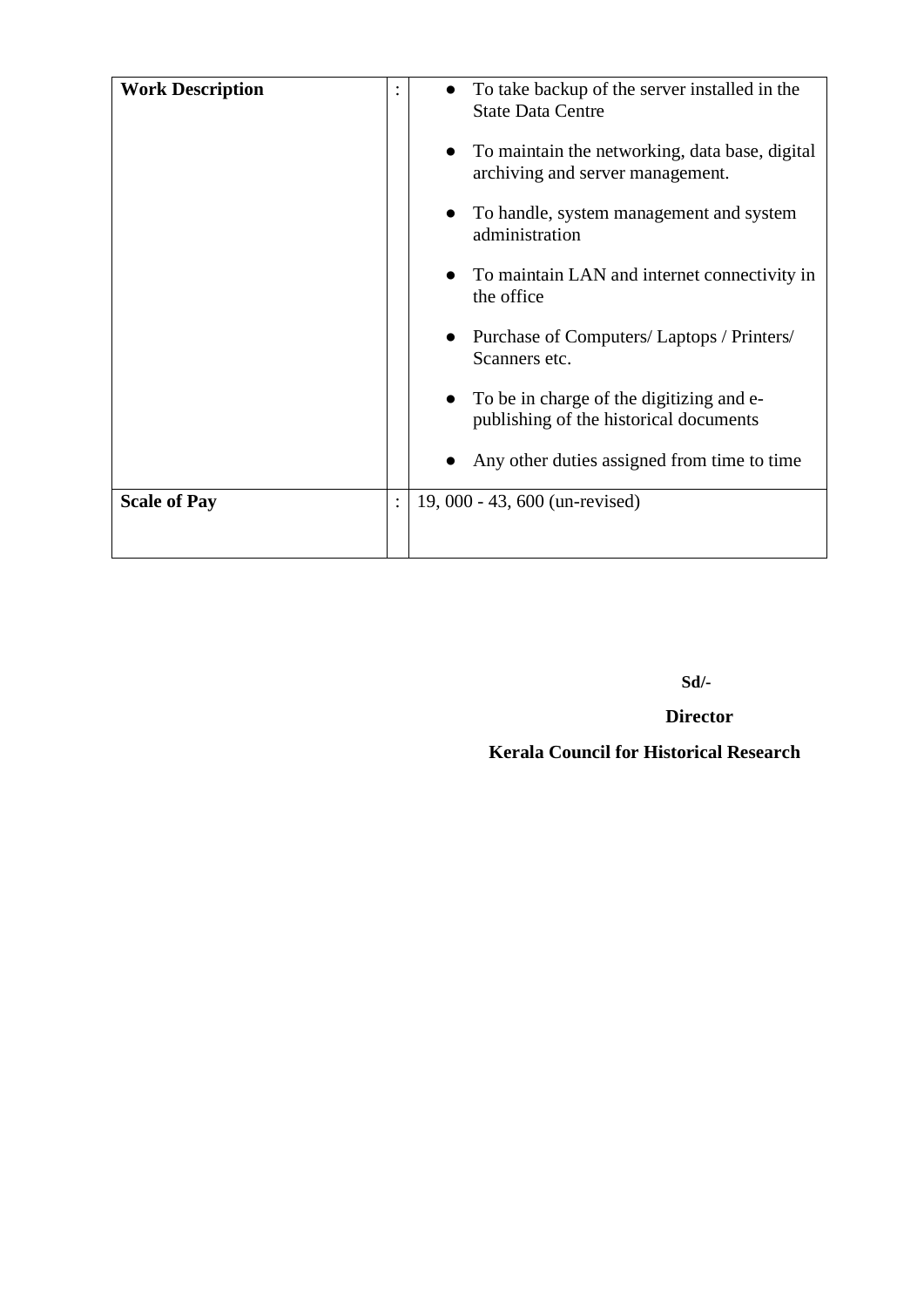| | | |
|---|---|---|
| **Work Description** | : | • To take backup of the server installed in the State Data Centre<br>• To maintain the networking, data base, digital archiving and server management.<br>• To handle, system management and system administration<br>• To maintain LAN and internet connectivity in the office<br>• Purchase of Computers/ Laptops / Printers/ Scanners etc.<br>• To be in charge of the digitizing and e-publishing of the historical documents<br>• Any other duties assigned from time to time |
| **Scale of Pay** | : | 19, 000 - 43, 600 (un-revised) |

**Sd/-**

**Director**

**Kerala Council for Historical Research**